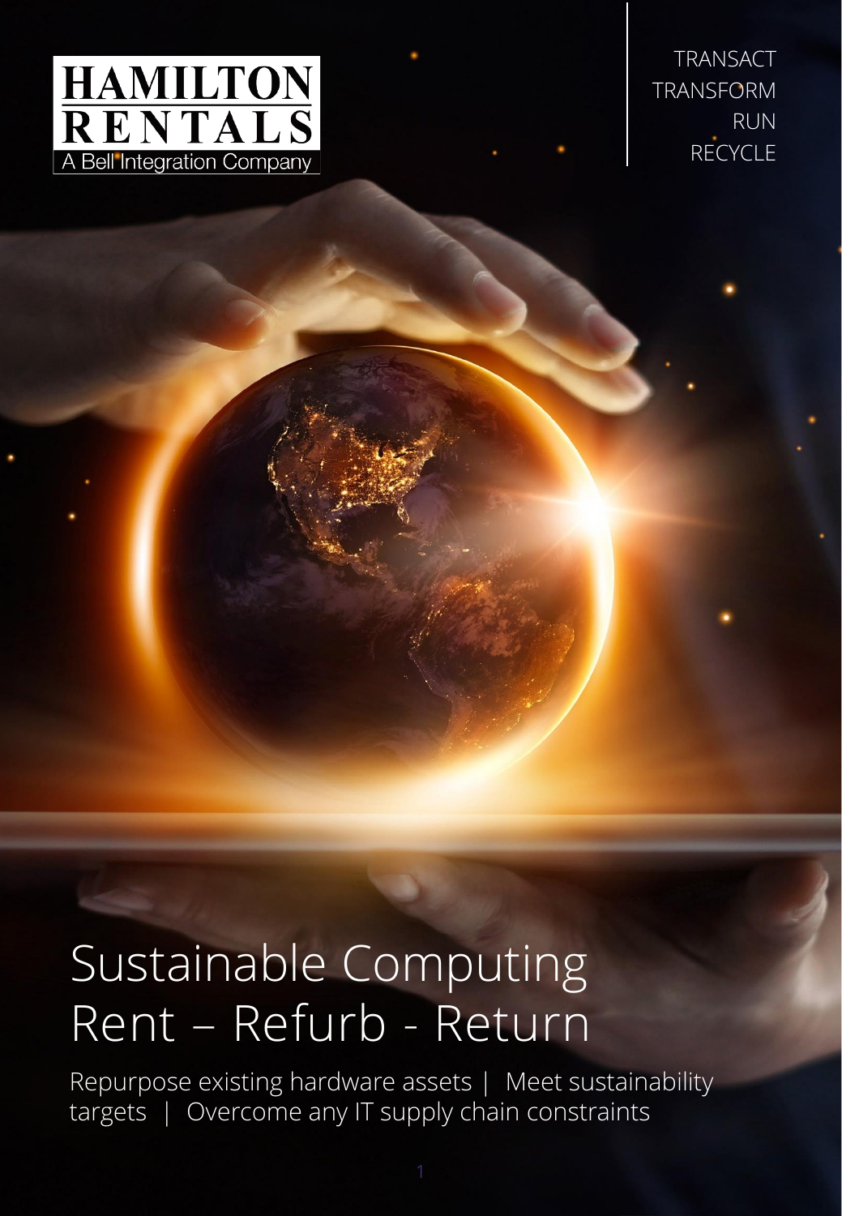HAMILTON RENTALS

A Bell Integration Company

TRANSACT
TRANSFORM
RUN
RECYCLE

# Sustainable Computing Rent – Refurb - Return

Repurpose existing hardware assets | Meet sustainability targets | Overcome any IT supply chain constraints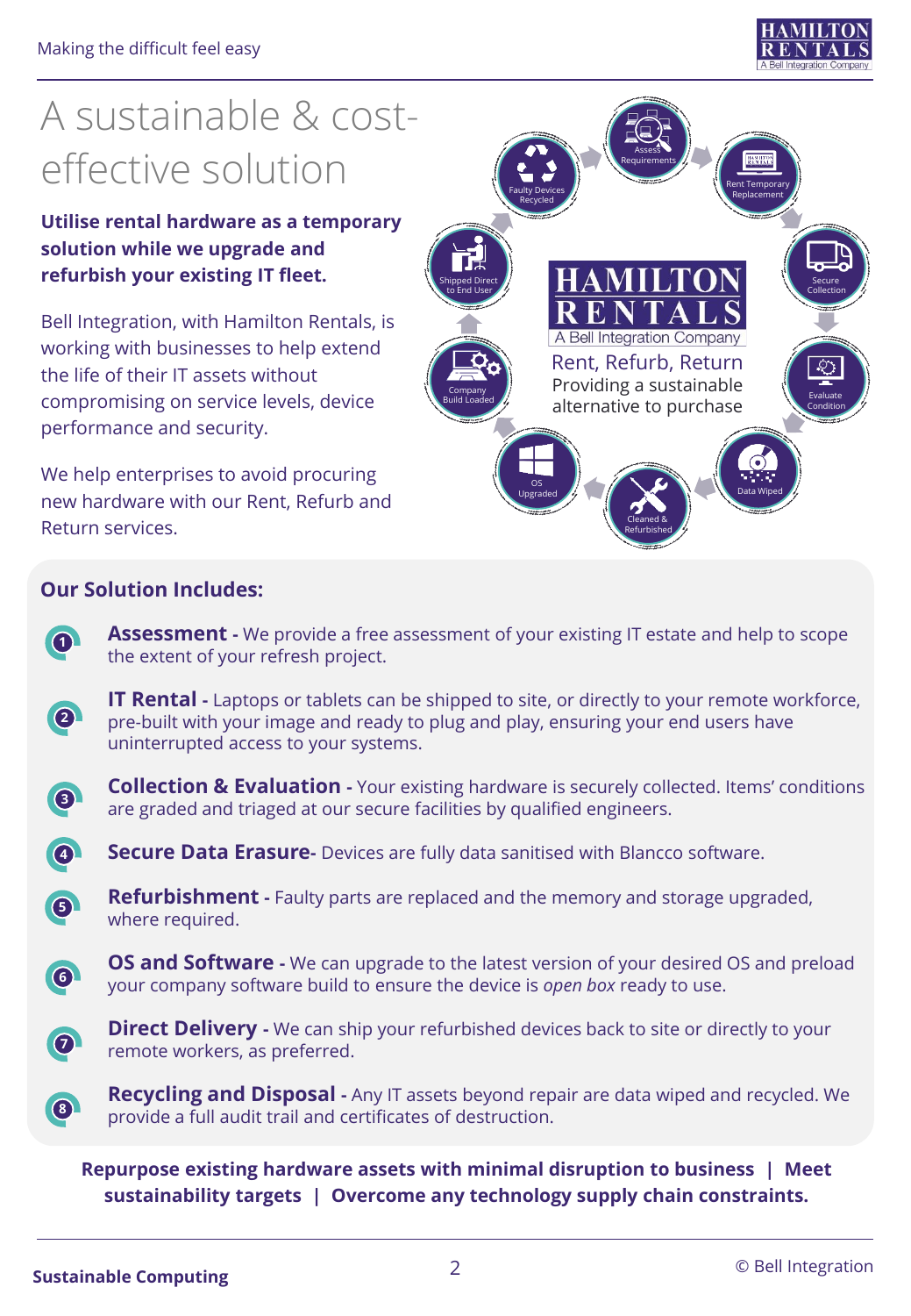# A sustainable & cost-effective solution

**Utilise rental hardware as a temporary solution while we upgrade and refurbish your existing IT fleet.**

Bell Integration, with Hamilton Rentals, is working with businesses to help extend the life of their IT assets without compromising on service levels, device performance and security.

We help enterprises to avoid procuring new hardware with our Rent, Refurb and Return services.

HAMILTON RENTALS
A Bell Integration Company

Rent, Refurb, Return
Providing a sustainable alternative to purchase

- Assess Requirements
- Rent Temporary Replacement
- Secure Collection
- Evaluate Condition
- Data Wiped
- Cleaned & Refurbished
- OS Upgraded
- Company Build Loaded
- Shipped Direct to End User
- Faulty Devices Recycled

## Our Solution Includes:

1. **Assessment -** We provide a free assessment of your existing IT estate and help to scope the extent of your refresh project.
2. **IT Rental -** Laptops or tablets can be shipped to site, or directly to your remote workforce, pre-built with your image and ready to plug and play, ensuring your end users have uninterrupted access to your systems.
3. **Collection & Evaluation -** Your existing hardware is securely collected. Items' conditions are graded and triaged at our secure facilities by qualified engineers.
4. **Secure Data Erasure-** Devices are fully data sanitised with Blancco software.
5. **Refurbishment -** Faulty parts are replaced and the memory and storage upgraded, where required.
6. **OS and Software -** We can upgrade to the latest version of your desired OS and preload your company software build to ensure the device is *open box* ready to use.
7. **Direct Delivery -** We can ship your refurbished devices back to site or directly to your remote workers, as preferred.
8. **Recycling and Disposal -** Any IT assets beyond repair are data wiped and recycled. We provide a full audit trail and certificates of destruction.

**Repurpose existing hardware assets with minimal disruption to business | Meet sustainability targets | Overcome any technology supply chain constraints.**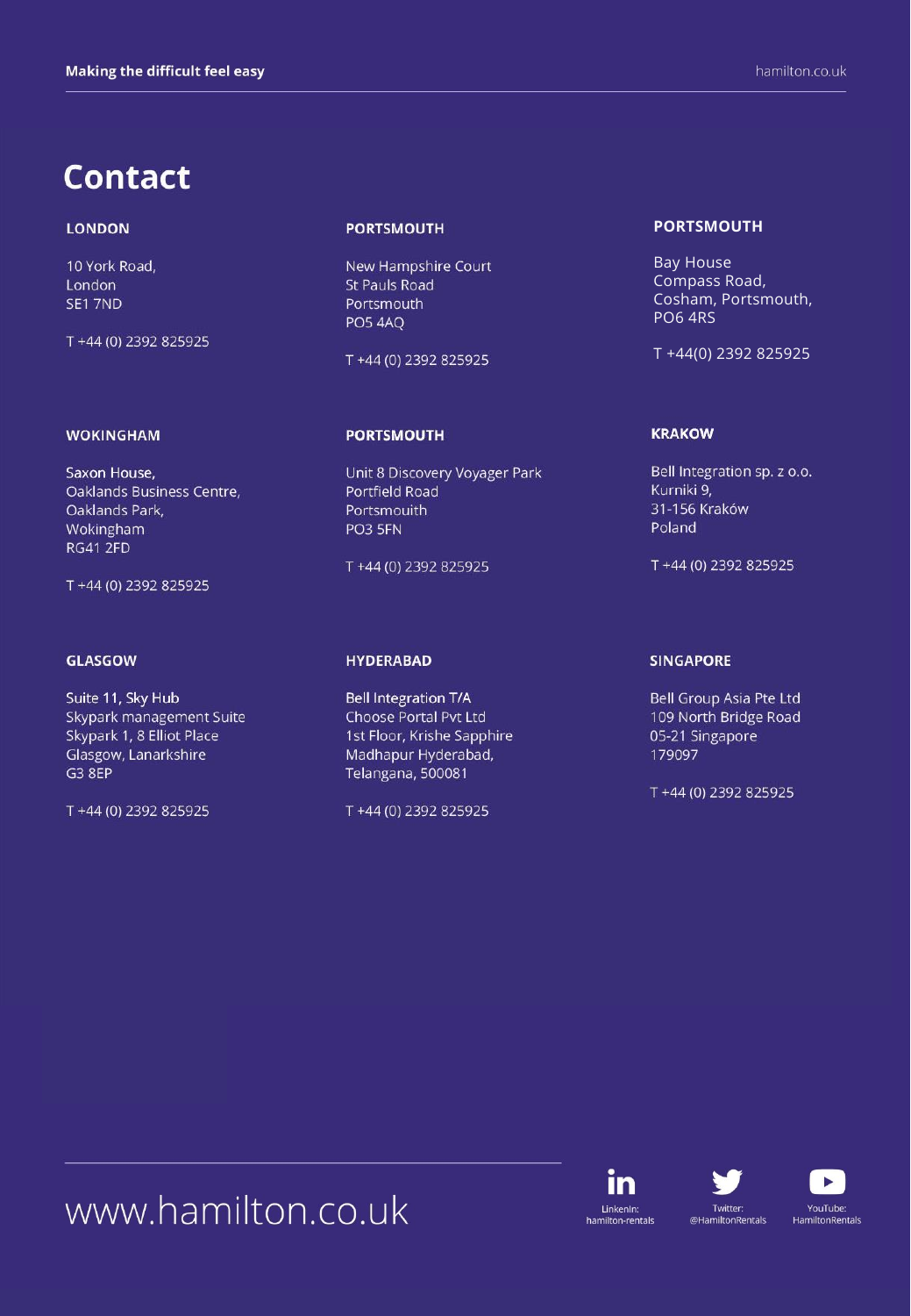# Contact

### LONDON

10 York Road,
London
SE1 7ND

T +44 (0) 2392 825925

### PORTSMOUTH

New Hampshire Court
St Pauls Road
Portsmouth
PO5 4AQ

T +44 (0) 2392 825925

### PORTSMOUTH

Bay House
Compass Road,
Cosham, Portsmouth,
PO6 4RS

T +44(0) 2392 825925

### WOKINGHAM

Saxon House,
Oaklands Business Centre,
Oaklands Park,
Wokingham
RG41 2FD

T +44 (0) 2392 825925

### PORTSMOUTH

Unit 8 Discovery Voyager Park
Portfield Road
Portsmouith
PO3 5FN

T +44 (0) 2392 825925

### KRAKOW

Bell Integration sp. z o.o.
Kurniki 9,
31-156 Kraków
Poland

T +44 (0) 2392 825925

### GLASGOW

Suite 11, Sky Hub
Skypark management Suite
Skypark 1, 8 Elliot Place
Glasgow, Lanarkshire
G3 8EP

T +44 (0) 2392 825925

### HYDERABAD

Bell Integration T/A
Choose Portal Pvt Ltd
1st Floor, Krishe Sapphire
Madhapur Hyderabad,
Telangana, 500081

T +44 (0) 2392 825925

### SINGAPORE

Bell Group Asia Pte Ltd
109 North Bridge Road
05-21 Singapore
179097

T +44 (0) 2392 825925

www.hamilton.co.uk

LinkenIn: hamilton-rentals

Twitter: @HamiltonRentals

YouTube: HamiltonRentals